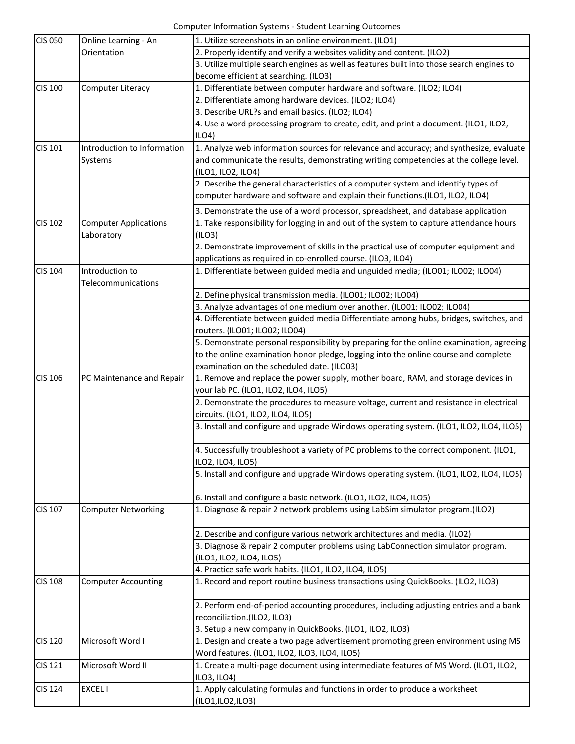# Computer Information Systems - Student Learning Outcomes

| | | |
|---|---|---|
| CIS 050 | Online Learning - An Orientation | 1. Utilize screenshots in an online environment. (ILO1) |
| | | 2. Properly identify and verify a websites validity and content. (ILO2) |
| | | 3. Utilize multiple search engines as well as features built into those search engines to become efficient at searching. (ILO3) |
| CIS 100 | Computer Literacy | 1. Differentiate between computer hardware and software. (ILO2; ILO4) |
| | | 2. Differentiate among hardware devices. (ILO2; ILO4) |
| | | 3. Describe URL?s and email basics. (ILO2; ILO4) |
| | | 4. Use a word processing program to create, edit, and print a document. (ILO1, ILO2, ILO4) |
| CIS 101 | Introduction to Information Systems | 1. Analyze web information sources for relevance and accuracy; and synthesize, evaluate and communicate the results, demonstrating writing competencies at the college level. (ILO1, ILO2, ILO4) |
| | | 2. Describe the general characteristics of a computer system and identify types of computer hardware and software and explain their functions.(ILO1, ILO2, ILO4) |
| | | 3. Demonstrate the use of a word processor, spreadsheet, and database application |
| CIS 102 | Computer Applications Laboratory | 1. Take responsibility for logging in and out of the system to capture attendance hours. (ILO3) |
| | | 2. Demonstrate improvement of skills in the practical use of computer equipment and applications as required in co-enrolled course. (ILO3, ILO4) |
| CIS 104 | Introduction to Telecommunications | 1. Differentiate between guided media and unguided media; (ILO01; ILO02; ILO04) |
| | | 2. Define physical transmission media. (ILO01; ILO02; ILO04) |
| | | 3. Analyze advantages of one medium over another. (ILO01; ILO02; ILO04) |
| | | 4. Differentiate between guided media Differentiate among hubs, bridges, switches, and routers. (ILO01; ILO02; ILO04) |
| | | 5. Demonstrate personal responsibility by preparing for the online examination, agreeing to the online examination honor pledge, logging into the online course and complete examination on the scheduled date. (ILO03) |
| CIS 106 | PC Maintenance and Repair | 1. Remove and replace the power supply, mother board, RAM, and storage devices in your lab PC. (ILO1, ILO2, ILO4, ILO5) |
| | | 2. Demonstrate the procedures to measure voltage, current and resistance in electrical circuits. (ILO1, ILO2, ILO4, ILO5) |
| | | 3. Install and configure and upgrade Windows operating system. (ILO1, ILO2, ILO4, ILO5) |
| | | 4. Successfully troubleshoot a variety of PC problems to the correct component. (ILO1, ILO2, ILO4, ILO5) |
| | | 5. Install and configure and upgrade Windows operating system. (ILO1, ILO2, ILO4, ILO5) |
| | | 6. Install and configure a basic network. (ILO1, ILO2, ILO4, ILO5) |
| CIS 107 | Computer Networking | 1. Diagnose & repair 2 network problems using LabSim simulator program.(ILO2) |
| | | 2. Describe and configure various network architectures and media. (ILO2) |
| | | 3. Diagnose & repair 2 computer problems using LabConnection simulator program. (ILO1, ILO2, ILO4, ILO5) |
| | | 4. Practice safe work habits. (ILO1, ILO2, ILO4, ILO5) |
| CIS 108 | Computer Accounting | 1. Record and report routine business transactions using QuickBooks. (ILO2, ILO3) |
| | | 2. Perform end-of-period accounting procedures, including adjusting entries and a bank reconciliation.(ILO2, ILO3) |
| | | 3. Setup a new company in QuickBooks. (ILO1, ILO2, ILO3) |
| CIS 120 | Microsoft Word I | 1. Design and create a two page advertisement promoting green environment using MS Word features. (ILO1, ILO2, ILO3, ILO4, ILO5) |
| CIS 121 | Microsoft Word II | 1. Create a multi-page document using intermediate features of MS Word. (ILO1, ILO2, ILO3, ILO4) |
| CIS 124 | EXCEL I | 1. Apply calculating formulas and functions in order to produce a worksheet (ILO1,ILO2,ILO3) |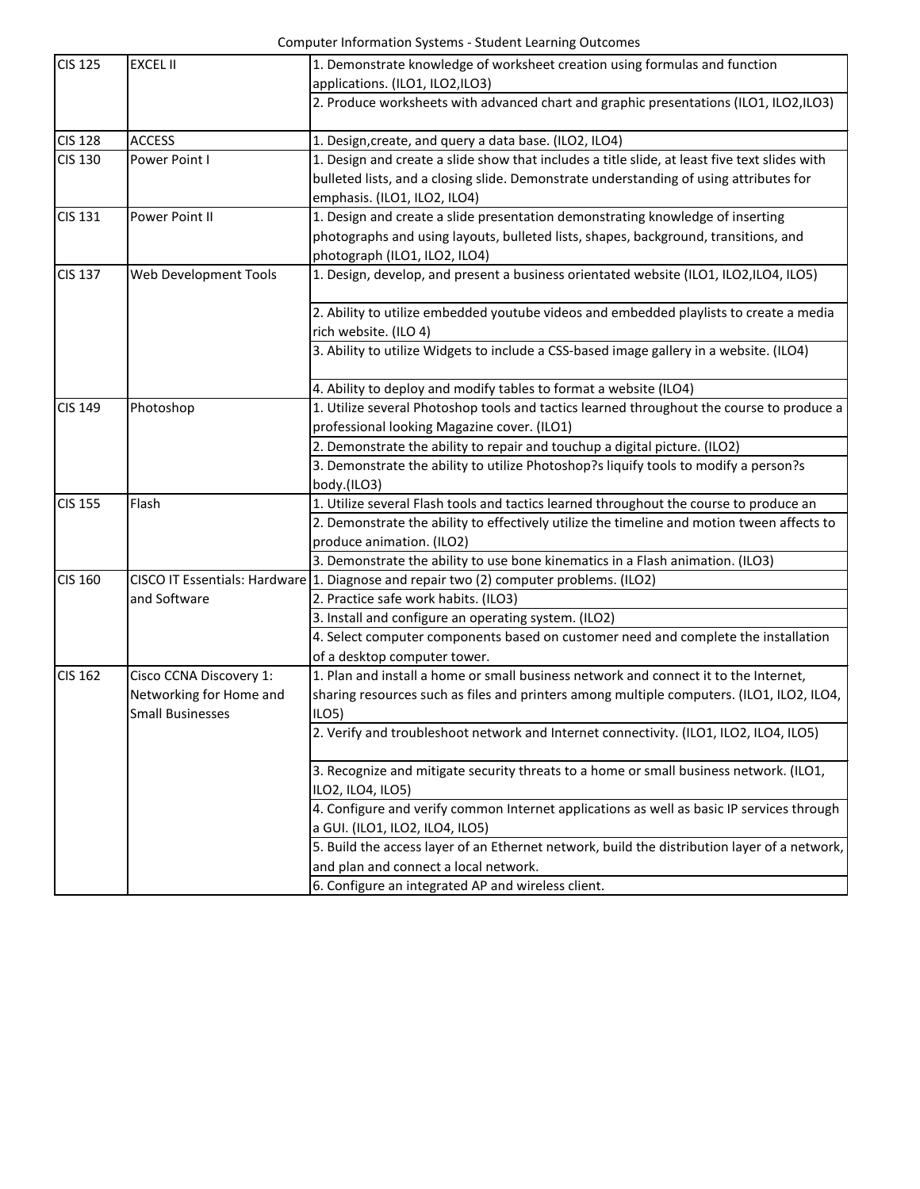| CIS 125 | EXCEL II | 1. Demonstrate knowledge of worksheet creation using formulas and function applications. (ILO1, ILO2,ILO3) |
|---|---|---|
| | | 2. Produce worksheets with advanced chart and graphic presentations (ILO1, ILO2,ILO3) |
| CIS 128 | ACCESS | 1. Design,create, and query a data base. (ILO2, ILO4) |
| CIS 130 | Power Point I | 1. Design and create a slide show that includes a title slide, at least five text slides with bulleted lists, and a closing slide. Demonstrate understanding of using attributes for emphasis. (ILO1, ILO2, ILO4) |
| CIS 131 | Power Point II | 1. Design and create a slide presentation demonstrating knowledge of inserting photographs and using layouts, bulleted lists, shapes, background, transitions, and photograph (ILO1, ILO2, ILO4) |
| CIS 137 | Web Development Tools | 1. Design, develop, and present a business orientated website (ILO1, ILO2,ILO4, ILO5) |
| | | 2. Ability to utilize embedded youtube videos and embedded playlists to create a media rich website. (ILO 4) |
| | | 3. Ability to utilize Widgets to include a CSS-based image gallery in a website. (ILO4) |
| | | 4. Ability to deploy and modify tables to format a website (ILO4) |
| CIS 149 | Photoshop | 1. Utilize several Photoshop tools and tactics learned throughout the course to produce a professional looking Magazine cover. (ILO1) |
| | | 2. Demonstrate the ability to repair and touchup a digital picture. (ILO2) |
| | | 3. Demonstrate the ability to utilize Photoshop?s liquify tools to modify a person?s body.(ILO3) |
| CIS 155 | Flash | 1. Utilize several Flash tools and tactics learned throughout the course to produce an |
| | | 2. Demonstrate the ability to effectively utilize the timeline and motion tween affects to produce animation. (ILO2) |
| | | 3. Demonstrate the ability to use bone kinematics in a Flash animation. (ILO3) |
| CIS 160 | CISCO IT Essentials: Hardware and Software | 1. Diagnose and repair two (2) computer problems. (ILO2) |
| | | 2. Practice safe work habits. (ILO3) |
| | | 3. Install and configure an operating system. (ILO2) |
| | | 4. Select computer components based on customer need and complete the installation of a desktop computer tower. |
| CIS 162 | Cisco CCNA Discovery 1: Networking for Home and Small Businesses | 1. Plan and install a home or small business network and connect it to the Internet, sharing resources such as files and printers among multiple computers. (ILO1, ILO2, ILO4, ILO5) |
| | | 2. Verify and troubleshoot network and Internet connectivity. (ILO1, ILO2, ILO4, ILO5) |
| | | 3. Recognize and mitigate security threats to a home or small business network. (ILO1, ILO2, ILO4, ILO5) |
| | | 4. Configure and verify common Internet applications as well as basic IP services through a GUI. (ILO1, ILO2, ILO4, ILO5) |
| | | 5. Build the access layer of an Ethernet network, build the distribution layer of a network, and plan and connect a local network. |
| | | 6. Configure an integrated AP and wireless client. |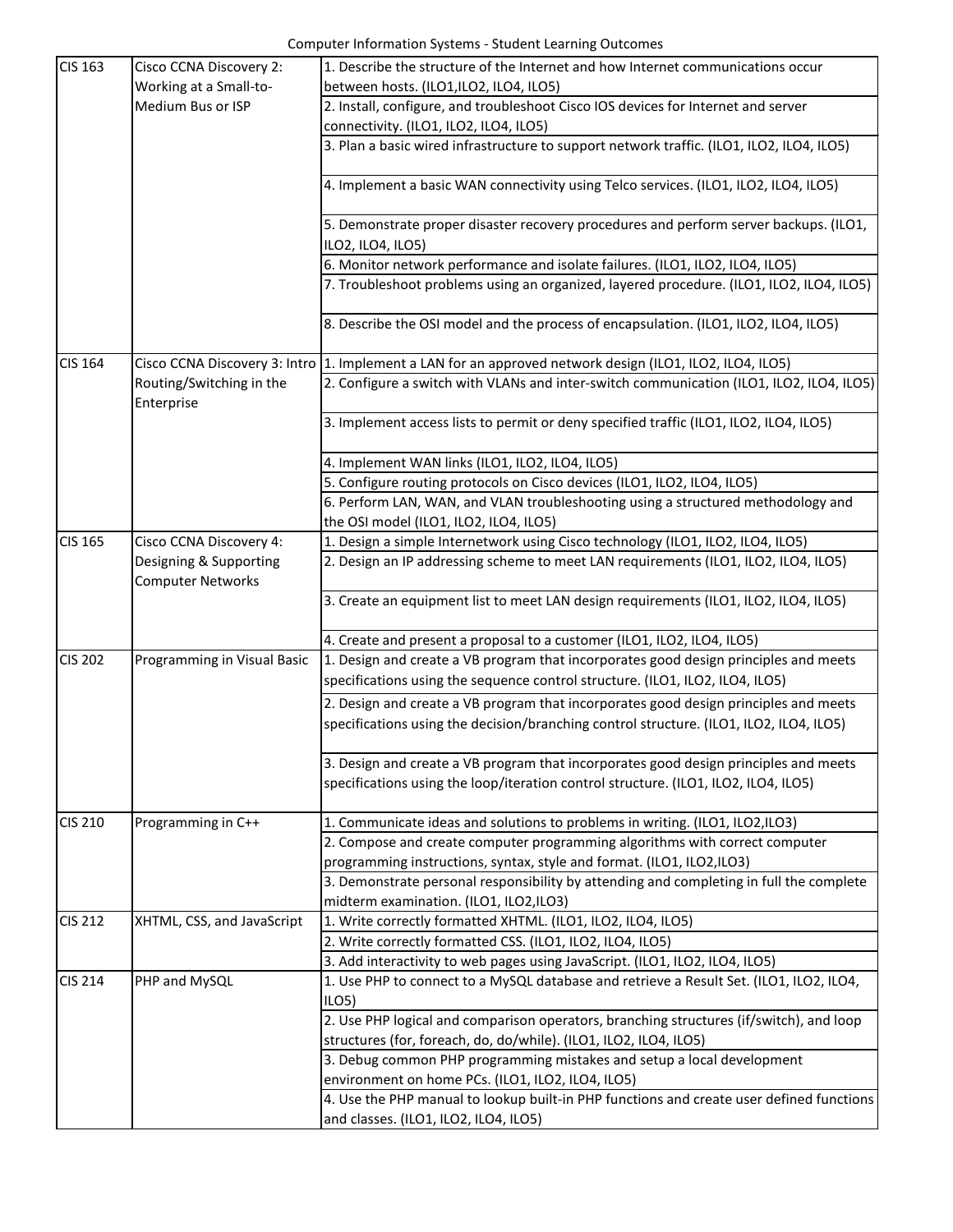Computer Information Systems - Student Learning Outcomes

| | | |
|---|---|---|
| CIS 163 | Cisco CCNA Discovery 2: Working at a Small-to-Medium Bus or ISP | 1. Describe the structure of the Internet and how Internet communications occur between hosts. (ILO1,ILO2, ILO4, ILO5) |
| | | 2. Install, configure, and troubleshoot Cisco IOS devices for Internet and server connectivity. (ILO1, ILO2, ILO4, ILO5) |
| | | 3. Plan a basic wired infrastructure to support network traffic. (ILO1, ILO2, ILO4, ILO5) |
| | | 4. Implement a basic WAN connectivity using Telco services. (ILO1, ILO2, ILO4, ILO5) |
| | | 5. Demonstrate proper disaster recovery procedures and perform server backups. (ILO1, ILO2, ILO4, ILO5) |
| | | 6. Monitor network performance and isolate failures. (ILO1, ILO2, ILO4, ILO5) |
| | | 7. Troubleshoot problems using an organized, layered procedure. (ILO1, ILO2, ILO4, ILO5) |
| | | 8. Describe the OSI model and the process of encapsulation. (ILO1, ILO2, ILO4, ILO5) |
| CIS 164 | Cisco CCNA Discovery 3: Intro Routing/Switching in the Enterprise | 1. Implement a LAN for an approved network design (ILO1, ILO2, ILO4, ILO5) |
| | | 2. Configure a switch with VLANs and inter-switch communication (ILO1, ILO2, ILO4, ILO5) |
| | | 3. Implement access lists to permit or deny specified traffic (ILO1, ILO2, ILO4, ILO5) |
| | | 4. Implement WAN links (ILO1, ILO2, ILO4, ILO5) |
| | | 5. Configure routing protocols on Cisco devices (ILO1, ILO2, ILO4, ILO5) |
| | | 6. Perform LAN, WAN, and VLAN troubleshooting using a structured methodology and the OSI model (ILO1, ILO2, ILO4, ILO5) |
| CIS 165 | Cisco CCNA Discovery 4: Designing & Supporting Computer Networks | 1. Design a simple Internetwork using Cisco technology (ILO1, ILO2, ILO4, ILO5) |
| | | 2. Design an IP addressing scheme to meet LAN requirements (ILO1, ILO2, ILO4, ILO5) |
| | | 3. Create an equipment list to meet LAN design requirements (ILO1, ILO2, ILO4, ILO5) |
| | | 4. Create and present a proposal to a customer (ILO1, ILO2, ILO4, ILO5) |
| CIS 202 | Programming in Visual Basic | 1. Design and create a VB program that incorporates good design principles and meets specifications using the sequence control structure. (ILO1, ILO2, ILO4, ILO5) |
| | | 2. Design and create a VB program that incorporates good design principles and meets specifications using the decision/branching control structure. (ILO1, ILO2, ILO4, ILO5) |
| | | 3. Design and create a VB program that incorporates good design principles and meets specifications using the loop/iteration control structure. (ILO1, ILO2, ILO4, ILO5) |
| CIS 210 | Programming in C++ | 1. Communicate ideas and solutions to problems in writing. (ILO1, ILO2,ILO3) |
| | | 2. Compose and create computer programming algorithms with correct computer programming instructions, syntax, style and format. (ILO1, ILO2,ILO3) |
| | | 3. Demonstrate personal responsibility by attending and completing in full the complete midterm examination. (ILO1, ILO2,ILO3) |
| CIS 212 | XHTML, CSS, and JavaScript | 1. Write correctly formatted XHTML. (ILO1, ILO2, ILO4, ILO5) |
| | | 2. Write correctly formatted CSS. (ILO1, ILO2, ILO4, ILO5) |
| | | 3. Add interactivity to web pages using JavaScript. (ILO1, ILO2, ILO4, ILO5) |
| CIS 214 | PHP and MySQL | 1. Use PHP to connect to a MySQL database and retrieve a Result Set. (ILO1, ILO2, ILO4, ILO5) |
| | | 2. Use PHP logical and comparison operators, branching structures (if/switch), and loop structures (for, foreach, do, do/while). (ILO1, ILO2, ILO4, ILO5) |
| | | 3. Debug common PHP programming mistakes and setup a local development environment on home PCs. (ILO1, ILO2, ILO4, ILO5) |
| | | 4. Use the PHP manual to lookup built-in PHP functions and create user defined functions and classes. (ILO1, ILO2, ILO4, ILO5) |